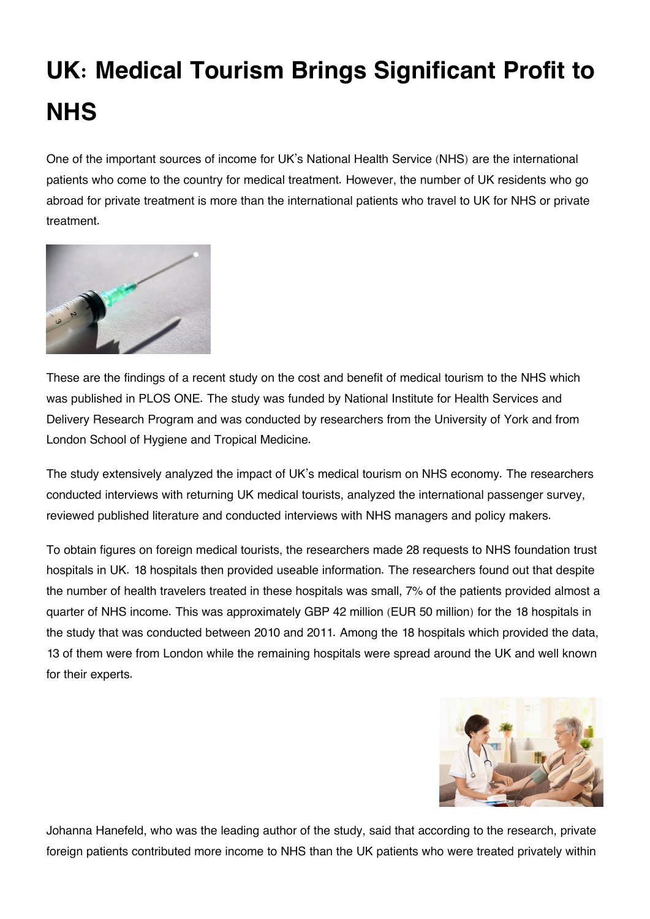# UK: Medical Tourism Brings Significant Profit to NHS

One of the important sources of income for UK's National Health Service (NHS) are the international patients who come to the country for medical treatment. However, the number of UK residents who go abroad for private treatment is more than the international patients who travel to UK for NHS or private treatment.

These are the findings of a recent study on the cost and benefit of medical tourism to the NHS which was published in PLOS ONE. The study was funded by National Institute for Health Services and Delivery Research Program and was conducted by researchers from the University of York and from London School of Hygiene and Tropical Medicine.

The study extensively analyzed the impact of UK's medical tourism on NHS economy. The researchers conducted interviews with returning UK medical tourists, analyzed the international passenger survey, reviewed published literature and conducted interviews with NHS managers and policy makers.

To obtain figures on foreign medical tourists, the researchers made 28 requests to NHS foundation trust hospitals in UK. 18 hospitals then provided useable information. The researchers found out that despite the number of health travelers treated in these hospitals was small, 7% of the patients provided almost a quarter of NHS income. This was approximately GBP 42 million (EUR 50 million) for the 18 hospitals in the study that was conducted between 2010 and 2011. Among the 18 hospitals which provided the data, 13 of them were from London while the remaining hospitals were spread around the UK and well known for their experts.

Johanna Hanefeld, who was the leading author of the study, said that according to the research, private foreign patients contributed more income to NHS than the UK patients who were treated privately within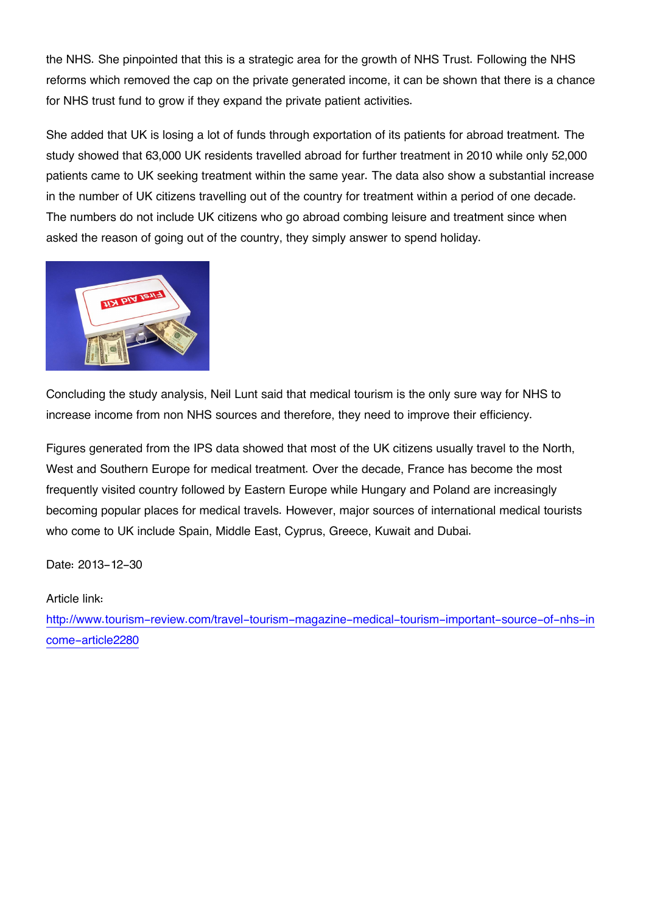the NHS. She pinpointed that this is a strategic area for the growth of NHS Trust. Following the NHS reforms which removed the cap on the private generated income, it can be shown that there is a chance for NHS trust fund to grow if they expand the private patient activities.

She added that UK is losing a lot of funds through exportation of its patients for abroad treatment. The study showed that 63,000 UK residents travelled abroad for further treatment in 2010 while only 52,000 patients came to UK seeking treatment within the same year. The data also show a substantial increase in the number of UK citizens travelling out of the country for treatment within a period of one decade. The numbers do not include UK citizens who go abroad combing leisure and treatment since when asked the reason of going out of the country, they simply answer to spend holiday.

Concluding the study analysis, Neil Lunt said that medical tourism is the only sure way for NHS to increase income from non NHS sources and therefore, they need to improve their efficiency.

Figures generated from the IPS data showed that most of the UK citizens usually travel to the North, West and Southern Europe for medical treatment. Over the decade, France has become the most frequently visited country followed by Eastern Europe while Hungary and Poland are increasingly becoming popular places for medical travels. However, major sources of international medical tourists who come to UK include Spain, Middle East, Cyprus, Greece, Kuwait and Dubai.

Date: 2013-12-30

Article link:
http://www.tourism-review.com/travel-tourism-magazine-medical-tourism-important-source-of-nhs-income-article2280